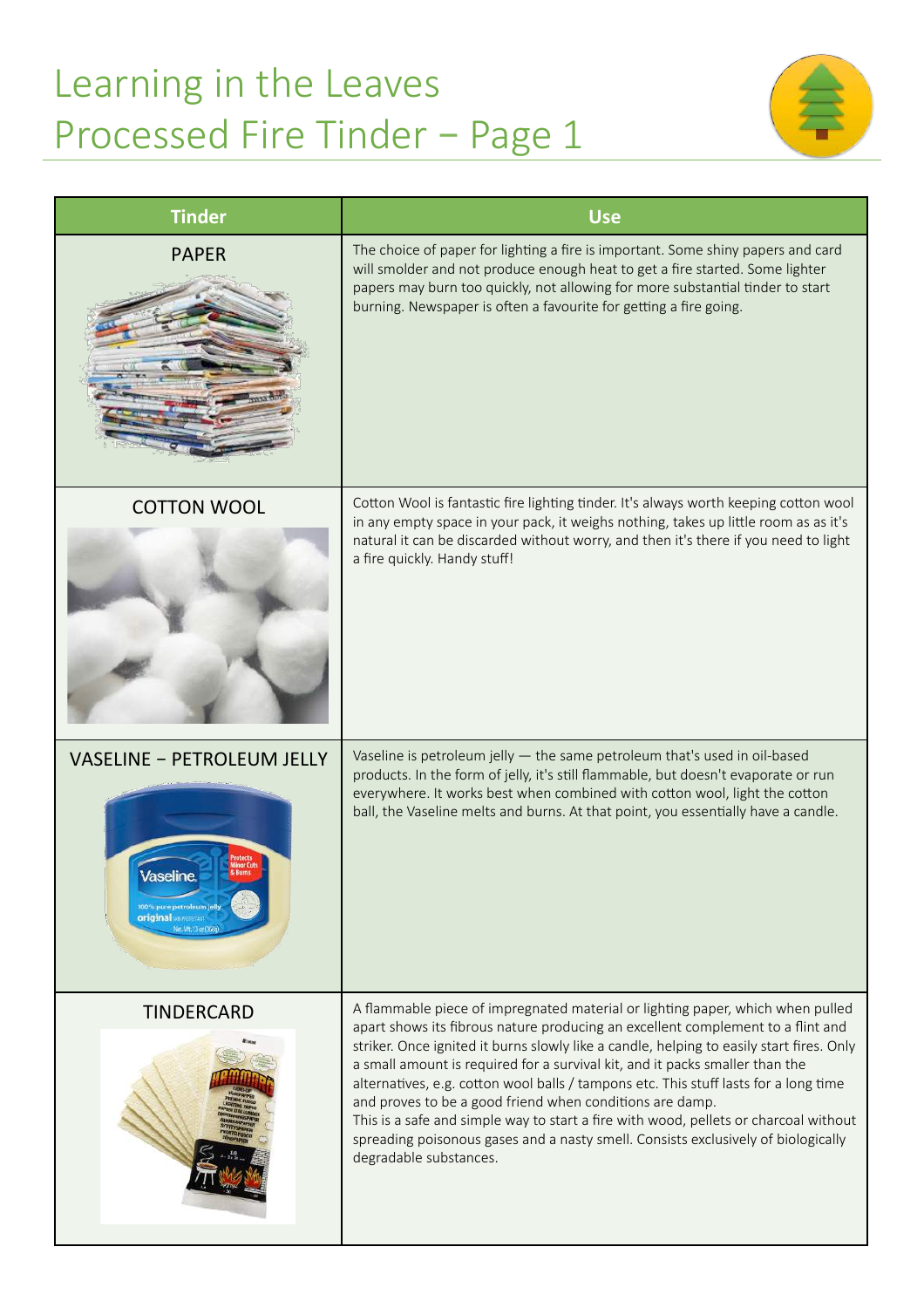# Learning in the Leaves
# Processed Fire Tinder – Page 1

| Tinder | Use |
|---|---|
| PAPER | The choice of paper for lighting a fire is important. Some shiny papers and card will smolder and not produce enough heat to get a fire started. Some lighter papers may burn too quickly, not allowing for more substantial tinder to start burning. Newspaper is often a favourite for getting a fire going. |
| COTTON WOOL | Cotton Wool is fantastic fire lighting tinder. It's always worth keeping cotton wool in any empty space in your pack, it weighs nothing, takes up little room as as it's natural it can be discarded without worry, and then it's there if you need to light a fire quickly. Handy stuff! |
| VASELINE – PETROLEUM JELLY | Vaseline is petroleum jelly — the same petroleum that's used in oil-based products. In the form of jelly, it's still flammable, but doesn't evaporate or run everywhere. It works best when combined with cotton wool, light the cotton ball, the Vaseline melts and burns. At that point, you essentially have a candle. |
| TINDERCARD | A flammable piece of impregnated material or lighting paper, which when pulled apart shows its fibrous nature producing an excellent complement to a flint and striker. Once ignited it burns slowly like a candle, helping to easily start fires. Only a small amount is required for a survival kit, and it packs smaller than the alternatives, e.g. cotton wool balls / tampons etc. This stuff lasts for a long time and proves to be a good friend when conditions are damp.<br>This is a safe and simple way to start a fire with wood, pellets or charcoal without spreading poisonous gases and a nasty smell. Consists exclusively of biologically degradable substances. |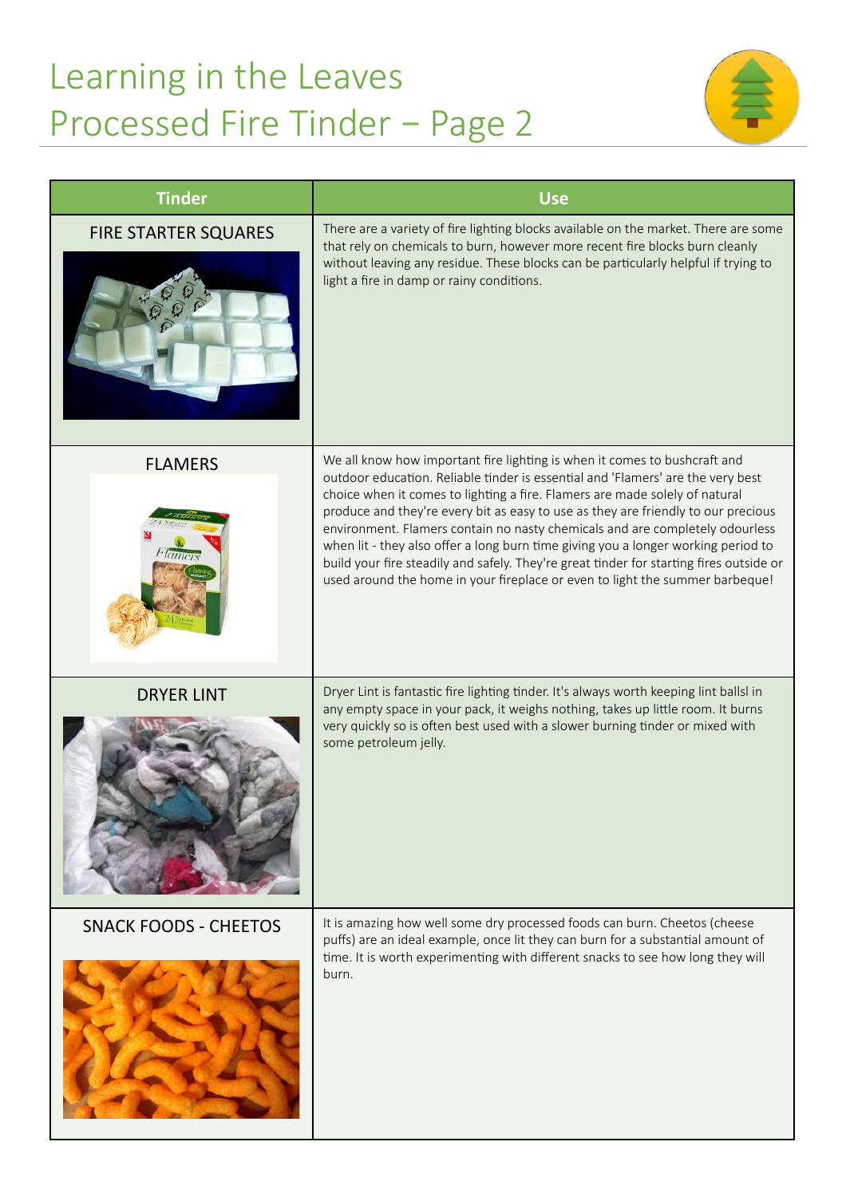# Learning in the Leaves
# Processed Fire Tinder – Page 2

| Tinder | Use |
|---|---|
| FIRE STARTER SQUARES | There are a variety of fire lighting blocks available on the market. There are some that rely on chemicals to burn, however more recent fire blocks burn cleanly without leaving any residue. These blocks can be particularly helpful if trying to light a fire in damp or rainy conditions. |
| FLAMERS | We all know how important fire lighting is when it comes to bushcraft and outdoor education. Reliable tinder is essential and 'Flamers' are the very best choice when it comes to lighting a fire. Flamers are made solely of natural produce and they're every bit as easy to use as they are friendly to our precious environment. Flamers contain no nasty chemicals and are completely odourless when lit - they also offer a long burn time giving you a longer working period to build your fire steadily and safely. They're great tinder for starting fires outside or used around the home in your fireplace or even to light the summer barbeque! |
| DRYER LINT | Dryer Lint is fantastic fire lighting tinder. It's always worth keeping lint ballsl in any empty space in your pack, it weighs nothing, takes up little room. It burns very quickly so is often best used with a slower burning tinder or mixed with some petroleum jelly. |
| SNACK FOODS - CHEETOS | It is amazing how well some dry processed foods can burn. Cheetos (cheese puffs) are an ideal example, once lit they can burn for a substantial amount of time. It is worth experimenting with different snacks to see how long they will burn. |